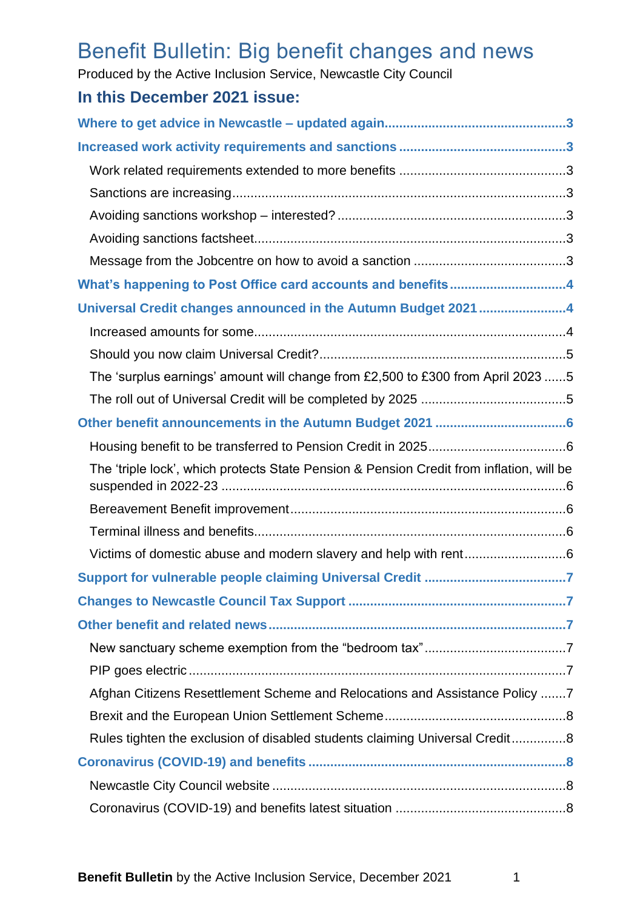# Benefit Bulletin: Big benefit changes and news

Produced by the Active Inclusion Service, Newcastle City Council

## In this December 2021 issue:

**Where to get advice in Newcastle – updated again....................3**

**Increased work activity requirements and sanctions....................3**

- Work related requirements extended to more benefits....................3
- Sanctions are increasing....................3
- Avoiding sanctions workshop – interested?....................3
- Avoiding sanctions factsheet....................3
- Message from the Jobcentre on how to avoid a sanction....................3

**What's happening to Post Office card accounts and benefits....................4**

**Universal Credit changes announced in the Autumn Budget 2021....................4**

- Increased amounts for some....................4
- Should you now claim Universal Credit?....................5
- The 'surplus earnings' amount will change from £2,500 to £300 from April 2023....................5
- The roll out of Universal Credit will be completed by 2025....................5

**Other benefit announcements in the Autumn Budget 2021....................6**

- Housing benefit to be transferred to Pension Credit in 2025....................6
- The 'triple lock', which protects State Pension & Pension Credit from inflation, will be suspended in 2022-23....................6
- Bereavement Benefit improvement....................6
- Terminal illness and benefits....................6
- Victims of domestic abuse and modern slavery and help with rent....................6

**Support for vulnerable people claiming Universal Credit....................7**

**Changes to Newcastle Council Tax Support....................7**

**Other benefit and related news....................7**

- New sanctuary scheme exemption from the "bedroom tax"....................7
- PIP goes electric....................7
- Afghan Citizens Resettlement Scheme and Relocations and Assistance Policy....................7
- Brexit and the European Union Settlement Scheme....................8
- Rules tighten the exclusion of disabled students claiming Universal Credit....................8

**Coronavirus (COVID-19) and benefits....................8**

- Newcastle City Council website....................8
- Coronavirus (COVID-19) and benefits latest situation....................8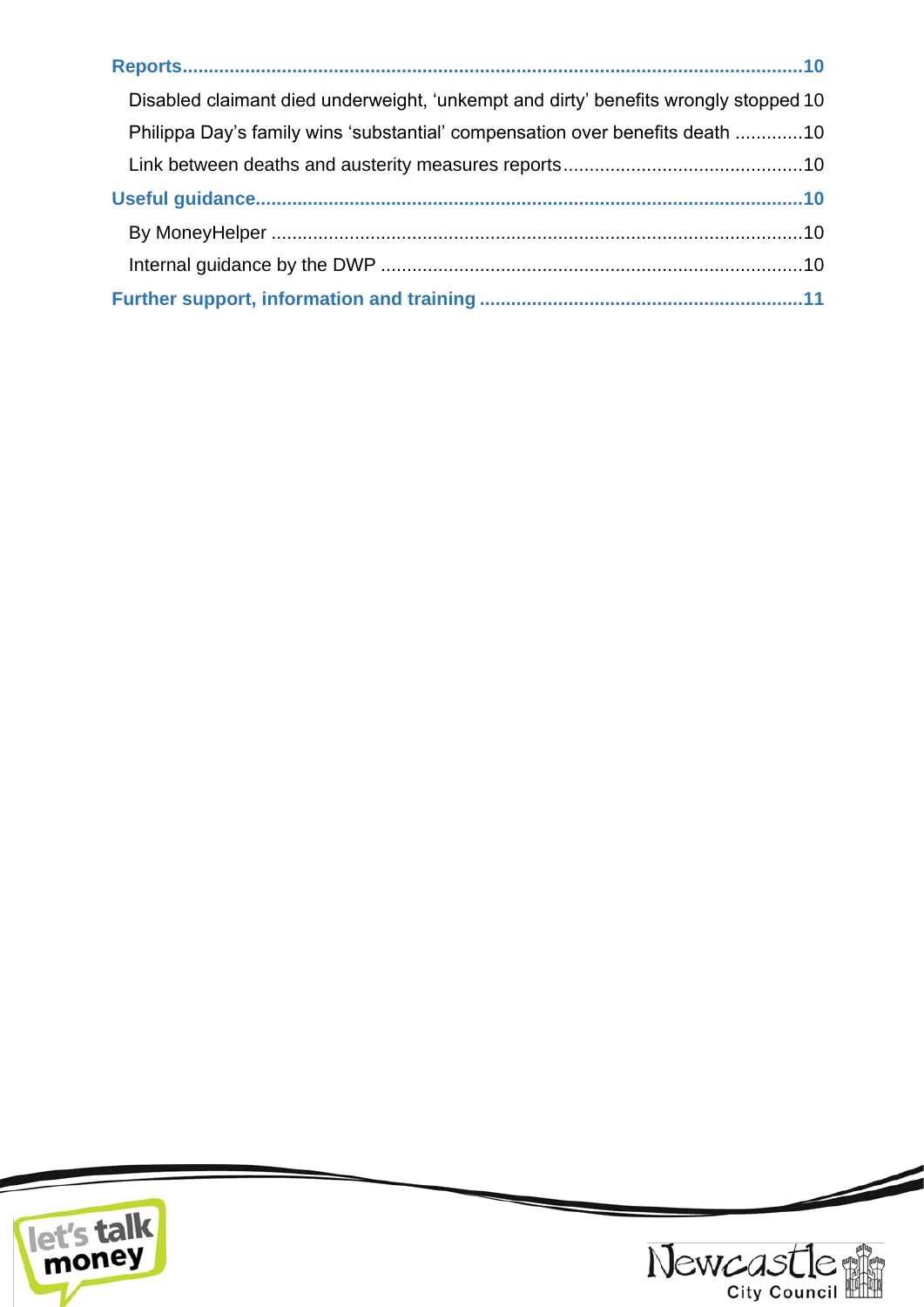**Reports**....................................................................................................................**10**

Disabled claimant died underweight, 'unkempt and dirty' benefits wrongly stopped 10

Philippa Day's family wins 'substantial' compensation over benefits death .............10

Link between deaths and austerity measures reports.............................................10

**Useful guidance**.......................................................................................................**10**

By MoneyHelper ......................................................................................................10

Internal guidance by the DWP .................................................................................10

**Further support, information and training** .............................................................**11**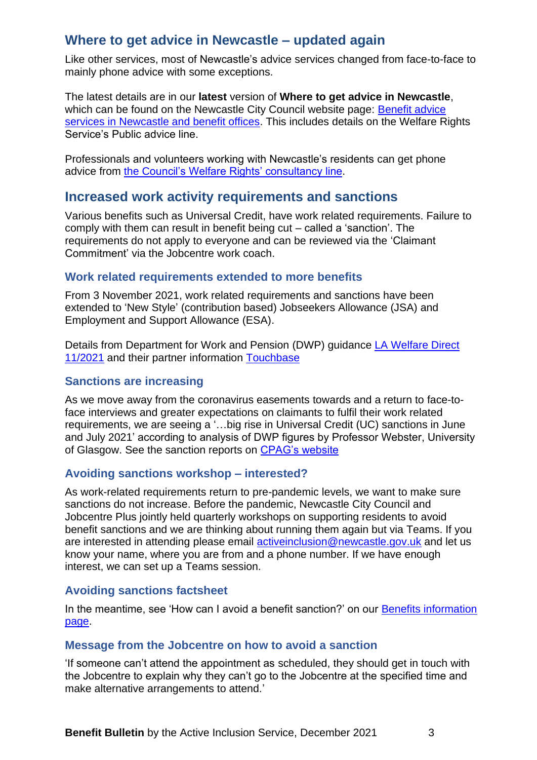## Where to get advice in Newcastle – updated again

Like other services, most of Newcastle's advice services changed from face-to-face to mainly phone advice with some exceptions.

The latest details are in our **latest** version of **Where to get advice in Newcastle**, which can be found on the Newcastle City Council website page: [Benefit advice services in Newcastle and benefit offices](). This includes details on the Welfare Rights Service's Public advice line.

Professionals and volunteers working with Newcastle's residents can get phone advice from [the Council's Welfare Rights' consultancy line]().

## Increased work activity requirements and sanctions

Various benefits such as Universal Credit, have work related requirements. Failure to comply with them can result in benefit being cut – called a 'sanction'. The requirements do not apply to everyone and can be reviewed via the 'Claimant Commitment' via the Jobcentre work coach.

### Work related requirements extended to more benefits

From 3 November 2021, work related requirements and sanctions have been extended to 'New Style' (contribution based) Jobseekers Allowance (JSA) and Employment and Support Allowance (ESA).

Details from Department for Work and Pension (DWP) guidance [LA Welfare Direct 11/2021]() and their partner information [Touchbase]()

### Sanctions are increasing

As we move away from the coronavirus easements towards and a return to face-to-face interviews and greater expectations on claimants to fulfil their work related requirements, we are seeing a '…big rise in Universal Credit (UC) sanctions in June and July 2021' according to analysis of DWP figures by Professor Webster, University of Glasgow. See the sanction reports on [CPAG's website]()

### Avoiding sanctions workshop – interested?

As work-related requirements return to pre-pandemic levels, we want to make sure sanctions do not increase. Before the pandemic, Newcastle City Council and Jobcentre Plus jointly held quarterly workshops on supporting residents to avoid benefit sanctions and we are thinking about running them again but via Teams. If you are interested in attending please email [activeinclusion@newcastle.gov.uk](mailto:activeinclusion@newcastle.gov.uk) and let us know your name, where you are from and a phone number. If we have enough interest, we can set up a Teams session.

### Avoiding sanctions factsheet

In the meantime, see 'How can I avoid a benefit sanction?' on our [Benefits information page]().

### Message from the Jobcentre on how to avoid a sanction

'If someone can't attend the appointment as scheduled, they should get in touch with the Jobcentre to explain why they can't go to the Jobcentre at the specified time and make alternative arrangements to attend.'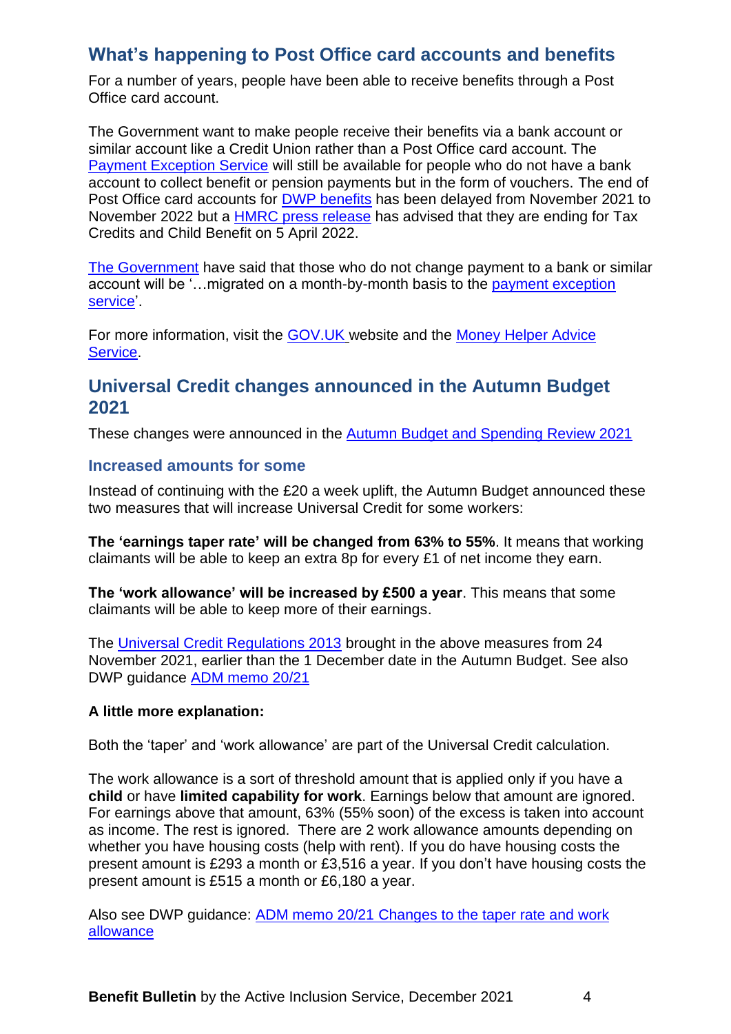## What's happening to Post Office card accounts and benefits

For a number of years, people have been able to receive benefits through a Post Office card account.

The Government want to make people receive their benefits via a bank account or similar account like a Credit Union rather than a Post Office card account. The Payment Exception Service will still be available for people who do not have a bank account to collect benefit or pension payments but in the form of vouchers. The end of Post Office card accounts for DWP benefits has been delayed from November 2021 to November 2022 but a HMRC press release has advised that they are ending for Tax Credits and Child Benefit on 5 April 2022.

The Government have said that those who do not change payment to a bank or similar account will be '…migrated on a month-by-month basis to the payment exception service'.

For more information, visit the GOV.UK website and the Money Helper Advice Service.

## Universal Credit changes announced in the Autumn Budget 2021

These changes were announced in the Autumn Budget and Spending Review 2021

### Increased amounts for some

Instead of continuing with the £20 a week uplift, the Autumn Budget announced these two measures that will increase Universal Credit for some workers:

**The 'earnings taper rate' will be changed from 63% to 55%**. It means that working claimants will be able to keep an extra 8p for every £1 of net income they earn.

**The 'work allowance' will be increased by £500 a year**. This means that some claimants will be able to keep more of their earnings.

The Universal Credit Regulations 2013 brought in the above measures from 24 November 2021, earlier than the 1 December date in the Autumn Budget. See also DWP guidance ADM memo 20/21

**A little more explanation:**

Both the 'taper' and 'work allowance' are part of the Universal Credit calculation.

The work allowance is a sort of threshold amount that is applied only if you have a **child** or have **limited capability for work**. Earnings below that amount are ignored. For earnings above that amount, 63% (55% soon) of the excess is taken into account as income. The rest is ignored. There are 2 work allowance amounts depending on whether you have housing costs (help with rent). If you do have housing costs the present amount is £293 a month or £3,516 a year. If you don't have housing costs the present amount is £515 a month or £6,180 a year.

Also see DWP guidance: ADM memo 20/21 Changes to the taper rate and work allowance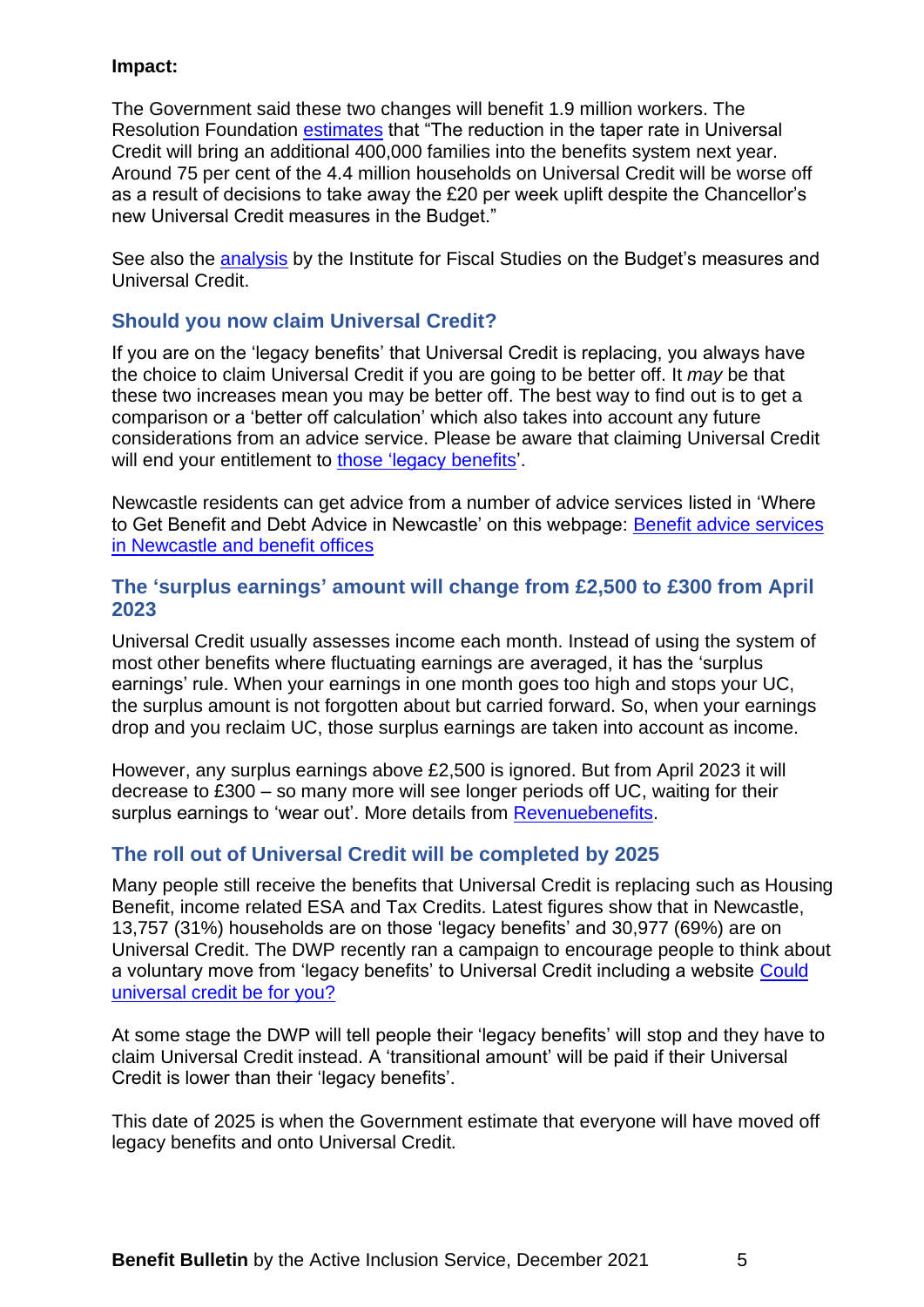**Impact:**

The Government said these two changes will benefit 1.9 million workers. The Resolution Foundation estimates that "The reduction in the taper rate in Universal Credit will bring an additional 400,000 families into the benefits system next year. Around 75 per cent of the 4.4 million households on Universal Credit will be worse off as a result of decisions to take away the £20 per week uplift despite the Chancellor's new Universal Credit measures in the Budget."

See also the analysis by the Institute for Fiscal Studies on the Budget's measures and Universal Credit.

## Should you now claim Universal Credit?

If you are on the 'legacy benefits' that Universal Credit is replacing, you always have the choice to claim Universal Credit if you are going to be better off. It *may* be that these two increases mean you may be better off. The best way to find out is to get a comparison or a 'better off calculation' which also takes into account any future considerations from an advice service. Please be aware that claiming Universal Credit will end your entitlement to those 'legacy benefits'.

Newcastle residents can get advice from a number of advice services listed in 'Where to Get Benefit and Debt Advice in Newcastle' on this webpage: Benefit advice services in Newcastle and benefit offices

## The 'surplus earnings' amount will change from £2,500 to £300 from April 2023

Universal Credit usually assesses income each month. Instead of using the system of most other benefits where fluctuating earnings are averaged, it has the 'surplus earnings' rule. When your earnings in one month goes too high and stops your UC, the surplus amount is not forgotten about but carried forward. So, when your earnings drop and you reclaim UC, those surplus earnings are taken into account as income.

However, any surplus earnings above £2,500 is ignored. But from April 2023 it will decrease to £300 – so many more will see longer periods off UC, waiting for their surplus earnings to 'wear out'. More details from Revenuebenefits.

## The roll out of Universal Credit will be completed by 2025

Many people still receive the benefits that Universal Credit is replacing such as Housing Benefit, income related ESA and Tax Credits. Latest figures show that in Newcastle, 13,757 (31%) households are on those 'legacy benefits' and 30,977 (69%) are on Universal Credit. The DWP recently ran a campaign to encourage people to think about a voluntary move from 'legacy benefits' to Universal Credit including a website Could universal credit be for you?

At some stage the DWP will tell people their 'legacy benefits' will stop and they have to claim Universal Credit instead. A 'transitional amount' will be paid if their Universal Credit is lower than their 'legacy benefits'.

This date of 2025 is when the Government estimate that everyone will have moved off legacy benefits and onto Universal Credit.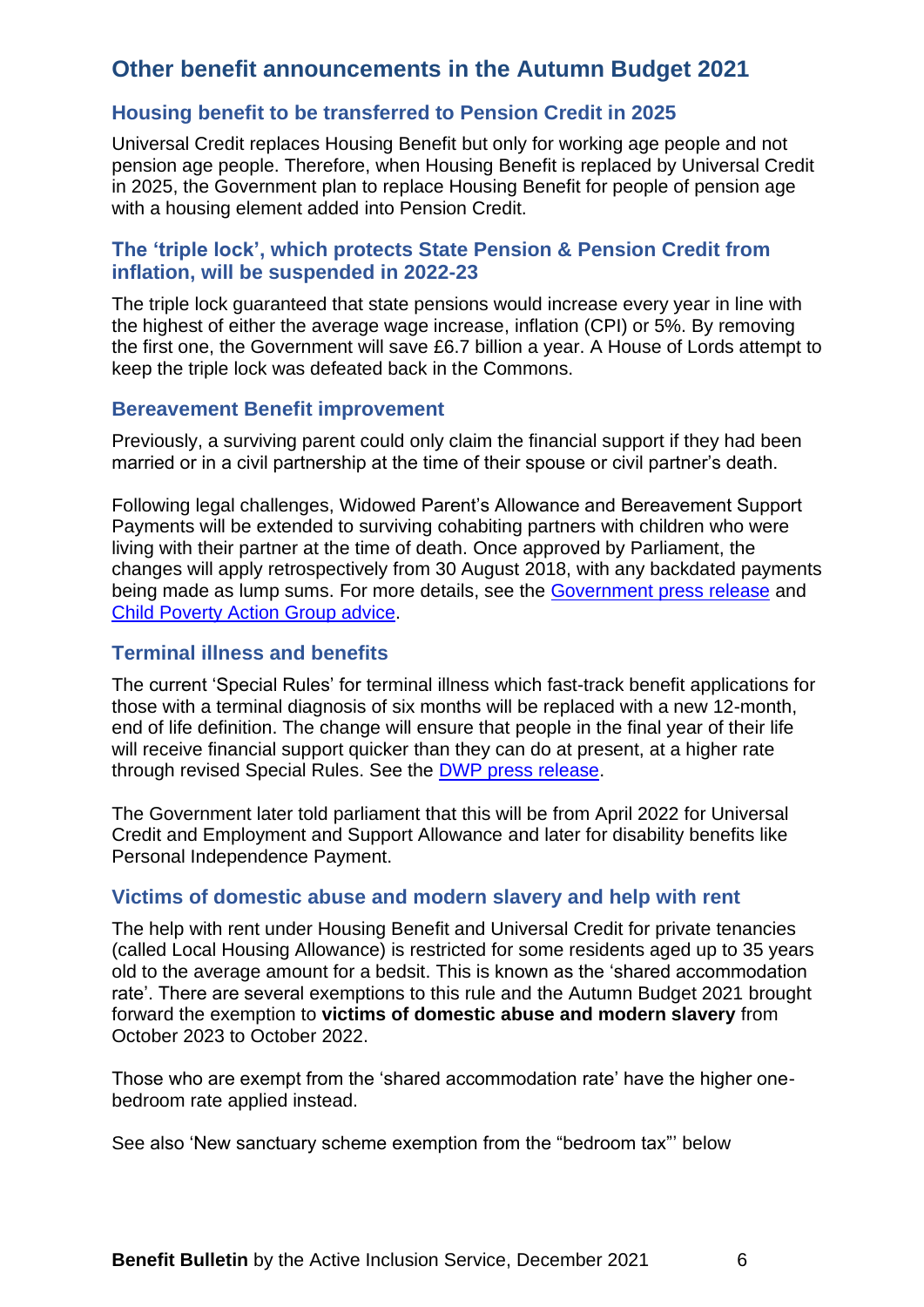## Other benefit announcements in the Autumn Budget 2021

### Housing benefit to be transferred to Pension Credit in 2025

Universal Credit replaces Housing Benefit but only for working age people and not pension age people. Therefore, when Housing Benefit is replaced by Universal Credit in 2025, the Government plan to replace Housing Benefit for people of pension age with a housing element added into Pension Credit.

### The 'triple lock', which protects State Pension & Pension Credit from inflation, will be suspended in 2022-23

The triple lock guaranteed that state pensions would increase every year in line with the highest of either the average wage increase, inflation (CPI) or 5%. By removing the first one, the Government will save £6.7 billion a year. A House of Lords attempt to keep the triple lock was defeated back in the Commons.

### Bereavement Benefit improvement

Previously, a surviving parent could only claim the financial support if they had been married or in a civil partnership at the time of their spouse or civil partner's death.

Following legal challenges, Widowed Parent's Allowance and Bereavement Support Payments will be extended to surviving cohabiting partners with children who were living with their partner at the time of death. Once approved by Parliament, the changes will apply retrospectively from 30 August 2018, with any backdated payments being made as lump sums. For more details, see the Government press release and Child Poverty Action Group advice.

### Terminal illness and benefits

The current 'Special Rules' for terminal illness which fast-track benefit applications for those with a terminal diagnosis of six months will be replaced with a new 12-month, end of life definition. The change will ensure that people in the final year of their life will receive financial support quicker than they can do at present, at a higher rate through revised Special Rules. See the DWP press release.

The Government later told parliament that this will be from April 2022 for Universal Credit and Employment and Support Allowance and later for disability benefits like Personal Independence Payment.

### Victims of domestic abuse and modern slavery and help with rent

The help with rent under Housing Benefit and Universal Credit for private tenancies (called Local Housing Allowance) is restricted for some residents aged up to 35 years old to the average amount for a bedsit. This is known as the 'shared accommodation rate'. There are several exemptions to this rule and the Autumn Budget 2021 brought forward the exemption to **victims of domestic abuse and modern slavery** from October 2023 to October 2022.

Those who are exempt from the 'shared accommodation rate' have the higher one-bedroom rate applied instead.

See also 'New sanctuary scheme exemption from the "bedroom tax"' below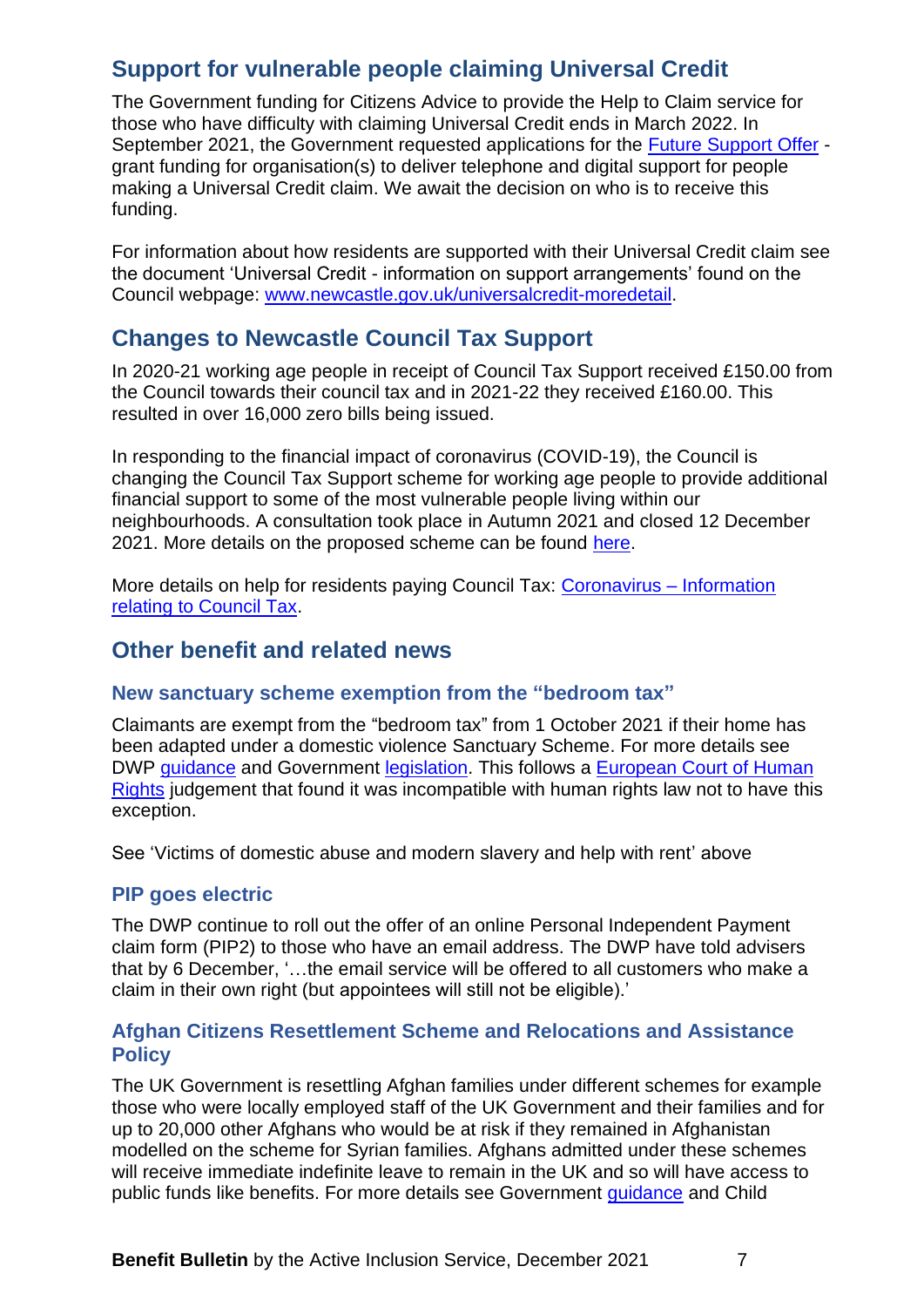## Support for vulnerable people claiming Universal Credit

The Government funding for Citizens Advice to provide the Help to Claim service for those who have difficulty with claiming Universal Credit ends in March 2022. In September 2021, the Government requested applications for the Future Support Offer - grant funding for organisation(s) to deliver telephone and digital support for people making a Universal Credit claim. We await the decision on who is to receive this funding.

For information about how residents are supported with their Universal Credit claim see the document 'Universal Credit - information on support arrangements' found on the Council webpage: www.newcastle.gov.uk/universalcredit-moredetail.

## Changes to Newcastle Council Tax Support

In 2020-21 working age people in receipt of Council Tax Support received £150.00 from the Council towards their council tax and in 2021-22 they received £160.00. This resulted in over 16,000 zero bills being issued.

In responding to the financial impact of coronavirus (COVID-19), the Council is changing the Council Tax Support scheme for working age people to provide additional financial support to some of the most vulnerable people living within our neighbourhoods. A consultation took place in Autumn 2021 and closed 12 December 2021. More details on the proposed scheme can be found here.

More details on help for residents paying Council Tax: Coronavirus – Information relating to Council Tax.

## Other benefit and related news

### New sanctuary scheme exemption from the "bedroom tax"

Claimants are exempt from the "bedroom tax" from 1 October 2021 if their home has been adapted under a domestic violence Sanctuary Scheme. For more details see DWP guidance and Government legislation. This follows a European Court of Human Rights judgement that found it was incompatible with human rights law not to have this exception.

See 'Victims of domestic abuse and modern slavery and help with rent' above

### PIP goes electric

The DWP continue to roll out the offer of an online Personal Independent Payment claim form (PIP2) to those who have an email address. The DWP have told advisers that by 6 December, '…the email service will be offered to all customers who make a claim in their own right (but appointees will still not be eligible).'

### Afghan Citizens Resettlement Scheme and Relocations and Assistance Policy

The UK Government is resettling Afghan families under different schemes for example those who were locally employed staff of the UK Government and their families and for up to 20,000 other Afghans who would be at risk if they remained in Afghanistan modelled on the scheme for Syrian families. Afghans admitted under these schemes will receive immediate indefinite leave to remain in the UK and so will have access to public funds like benefits. For more details see Government guidance and Child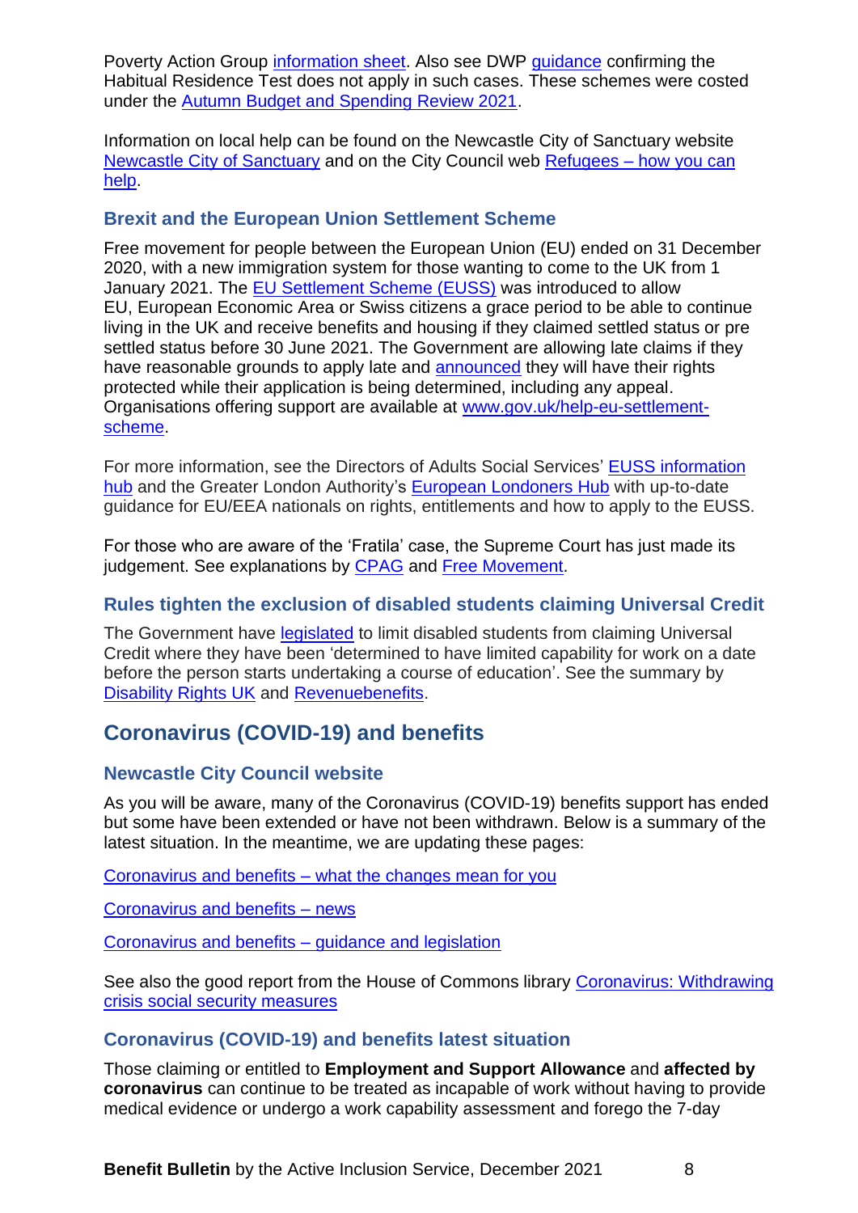Poverty Action Group information sheet. Also see DWP guidance confirming the Habitual Residence Test does not apply in such cases. These schemes were costed under the Autumn Budget and Spending Review 2021.

Information on local help can be found on the Newcastle City of Sanctuary website Newcastle City of Sanctuary and on the City Council web Refugees – how you can help.

### Brexit and the European Union Settlement Scheme

Free movement for people between the European Union (EU) ended on 31 December 2020, with a new immigration system for those wanting to come to the UK from 1 January 2021. The EU Settlement Scheme (EUSS) was introduced to allow EU, European Economic Area or Swiss citizens a grace period to be able to continue living in the UK and receive benefits and housing if they claimed settled status or pre settled status before 30 June 2021. The Government are allowing late claims if they have reasonable grounds to apply late and announced they will have their rights protected while their application is being determined, including any appeal. Organisations offering support are available at www.gov.uk/help-eu-settlement-scheme.

For more information, see the Directors of Adults Social Services' EUSS information hub and the Greater London Authority's European Londoners Hub with up-to-date guidance for EU/EEA nationals on rights, entitlements and how to apply to the EUSS.

For those who are aware of the 'Fratila' case, the Supreme Court has just made its judgement. See explanations by CPAG and Free Movement.

### Rules tighten the exclusion of disabled students claiming Universal Credit

The Government have legislated to limit disabled students from claiming Universal Credit where they have been 'determined to have limited capability for work on a date before the person starts undertaking a course of education'. See the summary by Disability Rights UK and Revenuebenefits.

## Coronavirus (COVID-19) and benefits

### Newcastle City Council website

As you will be aware, many of the Coronavirus (COVID-19) benefits support has ended but some have been extended or have not been withdrawn. Below is a summary of the latest situation. In the meantime, we are updating these pages:

Coronavirus and benefits – what the changes mean for you

Coronavirus and benefits – news

Coronavirus and benefits – guidance and legislation

See also the good report from the House of Commons library Coronavirus: Withdrawing crisis social security measures

### Coronavirus (COVID-19) and benefits latest situation

Those claiming or entitled to **Employment and Support Allowance** and **affected by coronavirus** can continue to be treated as incapable of work without having to provide medical evidence or undergo a work capability assessment and forego the 7-day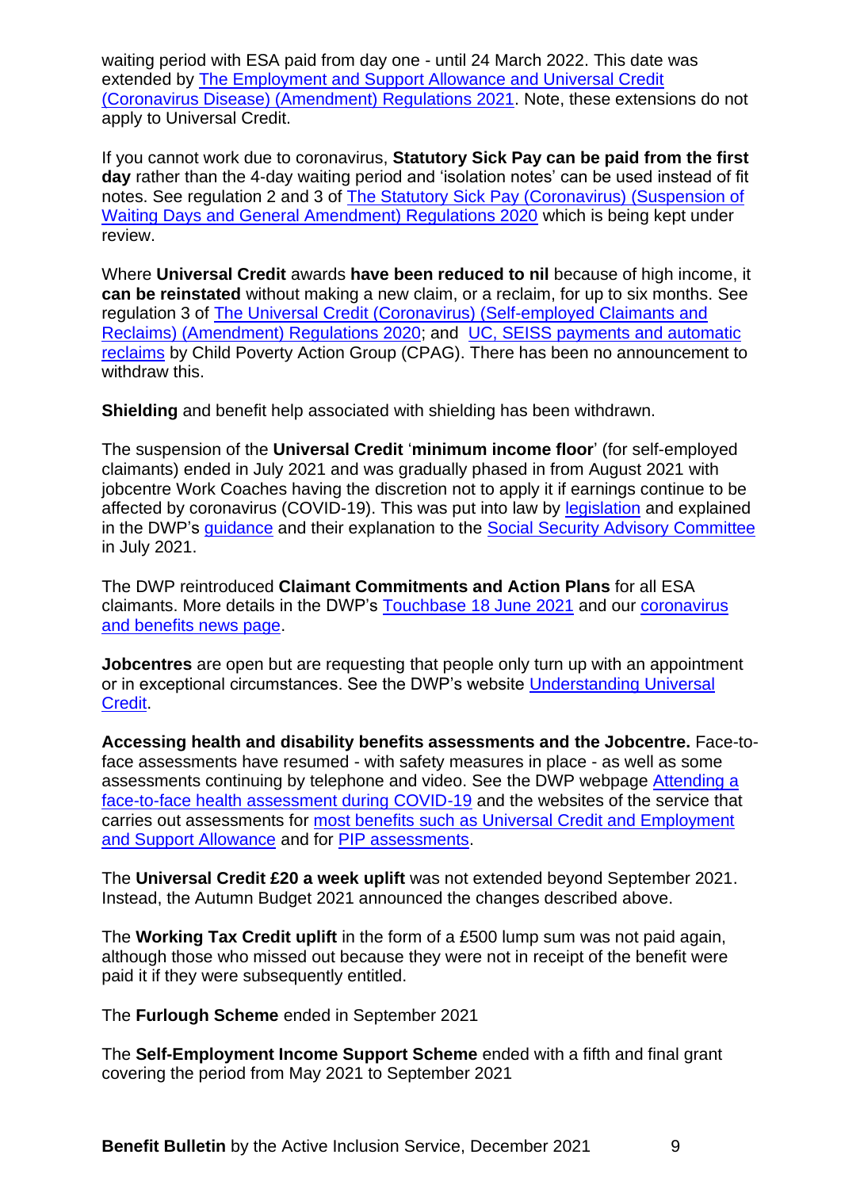waiting period with ESA paid from day one - until 24 March 2022. This date was extended by The Employment and Support Allowance and Universal Credit (Coronavirus Disease) (Amendment) Regulations 2021. Note, these extensions do not apply to Universal Credit.

If you cannot work due to coronavirus, **Statutory Sick Pay can be paid from the first day** rather than the 4-day waiting period and 'isolation notes' can be used instead of fit notes. See regulation 2 and 3 of The Statutory Sick Pay (Coronavirus) (Suspension of Waiting Days and General Amendment) Regulations 2020 which is being kept under review.

Where **Universal Credit** awards **have been reduced to nil** because of high income, it **can be reinstated** without making a new claim, or a reclaim, for up to six months. See regulation 3 of The Universal Credit (Coronavirus) (Self-employed Claimants and Reclaims) (Amendment) Regulations 2020; and UC, SEISS payments and automatic reclaims by Child Poverty Action Group (CPAG). There has been no announcement to withdraw this.

**Shielding** and benefit help associated with shielding has been withdrawn.

The suspension of the **Universal Credit** '**minimum income floor**' (for self-employed claimants) ended in July 2021 and was gradually phased in from August 2021 with jobcentre Work Coaches having the discretion not to apply it if earnings continue to be affected by coronavirus (COVID-19). This was put into law by legislation and explained in the DWP's guidance and their explanation to the Social Security Advisory Committee in July 2021.

The DWP reintroduced **Claimant Commitments and Action Plans** for all ESA claimants. More details in the DWP's Touchbase 18 June 2021 and our coronavirus and benefits news page.

**Jobcentres** are open but are requesting that people only turn up with an appointment or in exceptional circumstances. See the DWP's website Understanding Universal Credit.

**Accessing health and disability benefits assessments and the Jobcentre.** Face-to-face assessments have resumed - with safety measures in place - as well as some assessments continuing by telephone and video. See the DWP webpage Attending a face-to-face health assessment during COVID-19 and the websites of the service that carries out assessments for most benefits such as Universal Credit and Employment and Support Allowance and for PIP assessments.

The **Universal Credit £20 a week uplift** was not extended beyond September 2021. Instead, the Autumn Budget 2021 announced the changes described above.

The **Working Tax Credit uplift** in the form of a £500 lump sum was not paid again, although those who missed out because they were not in receipt of the benefit were paid it if they were subsequently entitled.

The **Furlough Scheme** ended in September 2021

The **Self-Employment Income Support Scheme** ended with a fifth and final grant covering the period from May 2021 to September 2021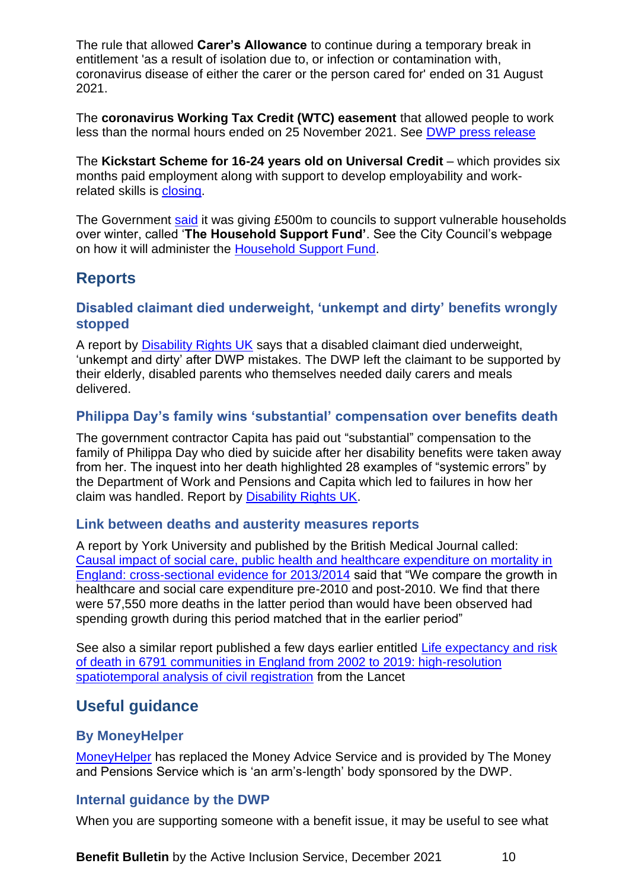The rule that allowed **Carer's Allowance** to continue during a temporary break in entitlement 'as a result of isolation due to, or infection or contamination with, coronavirus disease of either the carer or the person cared for' ended on 31 August 2021.

The **coronavirus Working Tax Credit (WTC) easement** that allowed people to work less than the normal hours ended on 25 November 2021. See [DWP press release]

The **Kickstart Scheme for 16-24 years old on Universal Credit** – which provides six months paid employment along with support to develop employability and work-related skills is [closing].

The Government [said] it was giving £500m to councils to support vulnerable households over winter, called '**The Household Support Fund'**. See the City Council's webpage on how it will administer the [Household Support Fund].

## Reports

### Disabled claimant died underweight, 'unkempt and dirty' benefits wrongly stopped

A report by [Disability Rights UK] says that a disabled claimant died underweight, 'unkempt and dirty' after DWP mistakes. The DWP left the claimant to be supported by their elderly, disabled parents who themselves needed daily carers and meals delivered.

### Philippa Day's family wins 'substantial' compensation over benefits death

The government contractor Capita has paid out "substantial" compensation to the family of Philippa Day who died by suicide after her disability benefits were taken away from her. The inquest into her death highlighted 28 examples of "systemic errors" by the Department of Work and Pensions and Capita which led to failures in how her claim was handled. Report by [Disability Rights UK].

### Link between deaths and austerity measures reports

A report by York University and published by the British Medical Journal called: [Causal impact of social care, public health and healthcare expenditure on mortality in England: cross-sectional evidence for 2013/2014] said that "We compare the growth in healthcare and social care expenditure pre-2010 and post-2010. We find that there were 57,550 more deaths in the latter period than would have been observed had spending growth during this period matched that in the earlier period"

See also a similar report published a few days earlier entitled [Life expectancy and risk of death in 6791 communities in England from 2002 to 2019: high-resolution spatiotemporal analysis of civil registration] from the Lancet

## Useful guidance

### By MoneyHelper

[MoneyHelper] has replaced the Money Advice Service and is provided by The Money and Pensions Service which is 'an arm's-length' body sponsored by the DWP.

### Internal guidance by the DWP

When you are supporting someone with a benefit issue, it may be useful to see what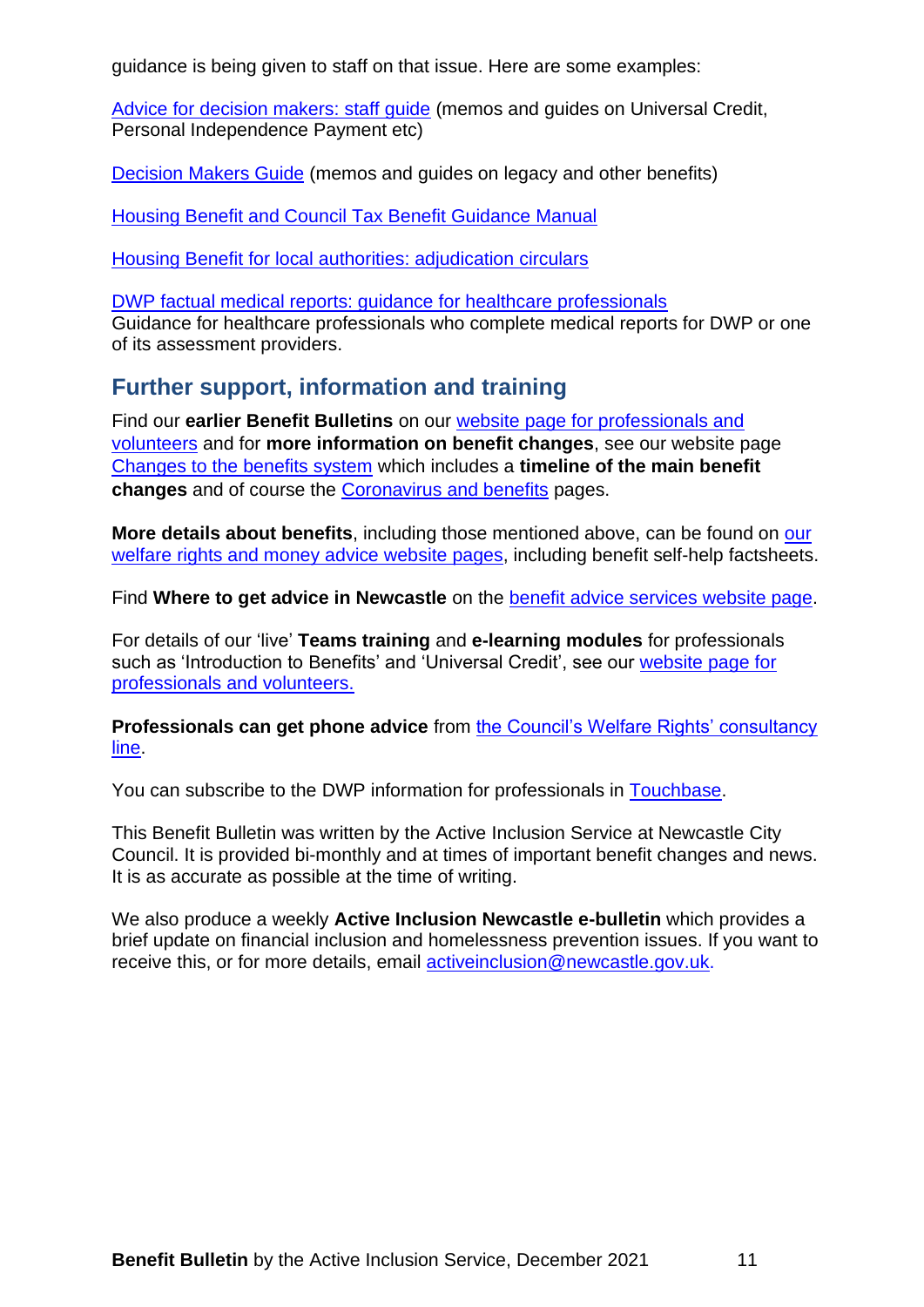guidance is being given to staff on that issue. Here are some examples:

Advice for decision makers: staff guide (memos and guides on Universal Credit, Personal Independence Payment etc)

Decision Makers Guide (memos and guides on legacy and other benefits)

Housing Benefit and Council Tax Benefit Guidance Manual

Housing Benefit for local authorities: adjudication circulars

DWP factual medical reports: guidance for healthcare professionals
Guidance for healthcare professionals who complete medical reports for DWP or one of its assessment providers.

## Further support, information and training

Find our **earlier Benefit Bulletins** on our website page for professionals and volunteers and for **more information on benefit changes**, see our website page Changes to the benefits system which includes a **timeline of the main benefit changes** and of course the Coronavirus and benefits pages.

**More details about benefits**, including those mentioned above, can be found on our welfare rights and money advice website pages, including benefit self-help factsheets.

Find **Where to get advice in Newcastle** on the benefit advice services website page.

For details of our 'live' **Teams training** and **e-learning modules** for professionals such as 'Introduction to Benefits' and 'Universal Credit', see our website page for professionals and volunteers.

**Professionals can get phone advice** from the Council's Welfare Rights' consultancy line.

You can subscribe to the DWP information for professionals in Touchbase.

This Benefit Bulletin was written by the Active Inclusion Service at Newcastle City Council. It is provided bi-monthly and at times of important benefit changes and news. It is as accurate as possible at the time of writing.

We also produce a weekly **Active Inclusion Newcastle e-bulletin** which provides a brief update on financial inclusion and homelessness prevention issues. If you want to receive this, or for more details, email activeinclusion@newcastle.gov.uk.